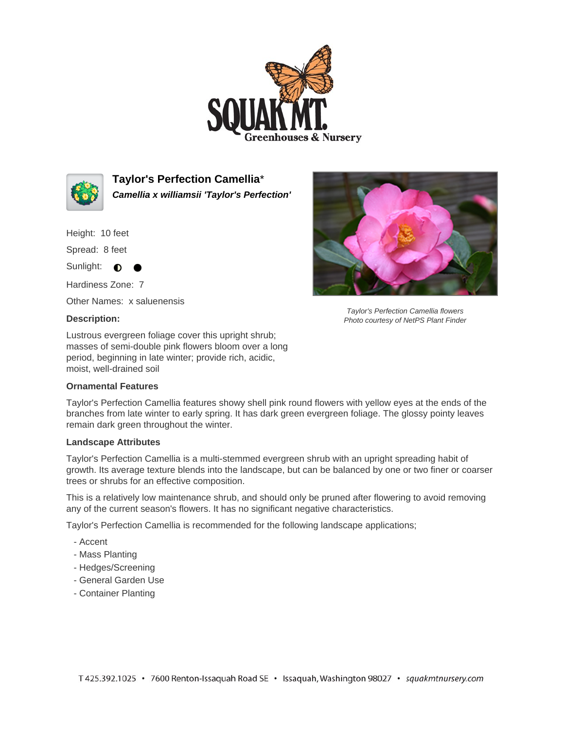# Taylor's Perfection Camellia*

***Camellia x williamsii 'Taylor's Perfection'***

Height: 10 feet

Spread: 8 feet

Sunlight: ◐ ●

Hardiness Zone: 7

Other Names: x saluenensis

Taylor's Perfection Camellia flowers
Photo courtesy of NetPS Plant Finder

**Description:**

Lustrous evergreen foliage cover this upright shrub; masses of semi-double pink flowers bloom over a long period, beginning in late winter; provide rich, acidic, moist, well-drained soil

### Ornamental Features

Taylor's Perfection Camellia features showy shell pink round flowers with yellow eyes at the ends of the branches from late winter to early spring. It has dark green evergreen foliage. The glossy pointy leaves remain dark green throughout the winter.

### Landscape Attributes

Taylor's Perfection Camellia is a multi-stemmed evergreen shrub with an upright spreading habit of growth. Its average texture blends into the landscape, but can be balanced by one or two finer or coarser trees or shrubs for an effective composition.

This is a relatively low maintenance shrub, and should only be pruned after flowering to avoid removing any of the current season's flowers. It has no significant negative characteristics.

Taylor's Perfection Camellia is recommended for the following landscape applications;

- Accent
- Mass Planting
- Hedges/Screening
- General Garden Use
- Container Planting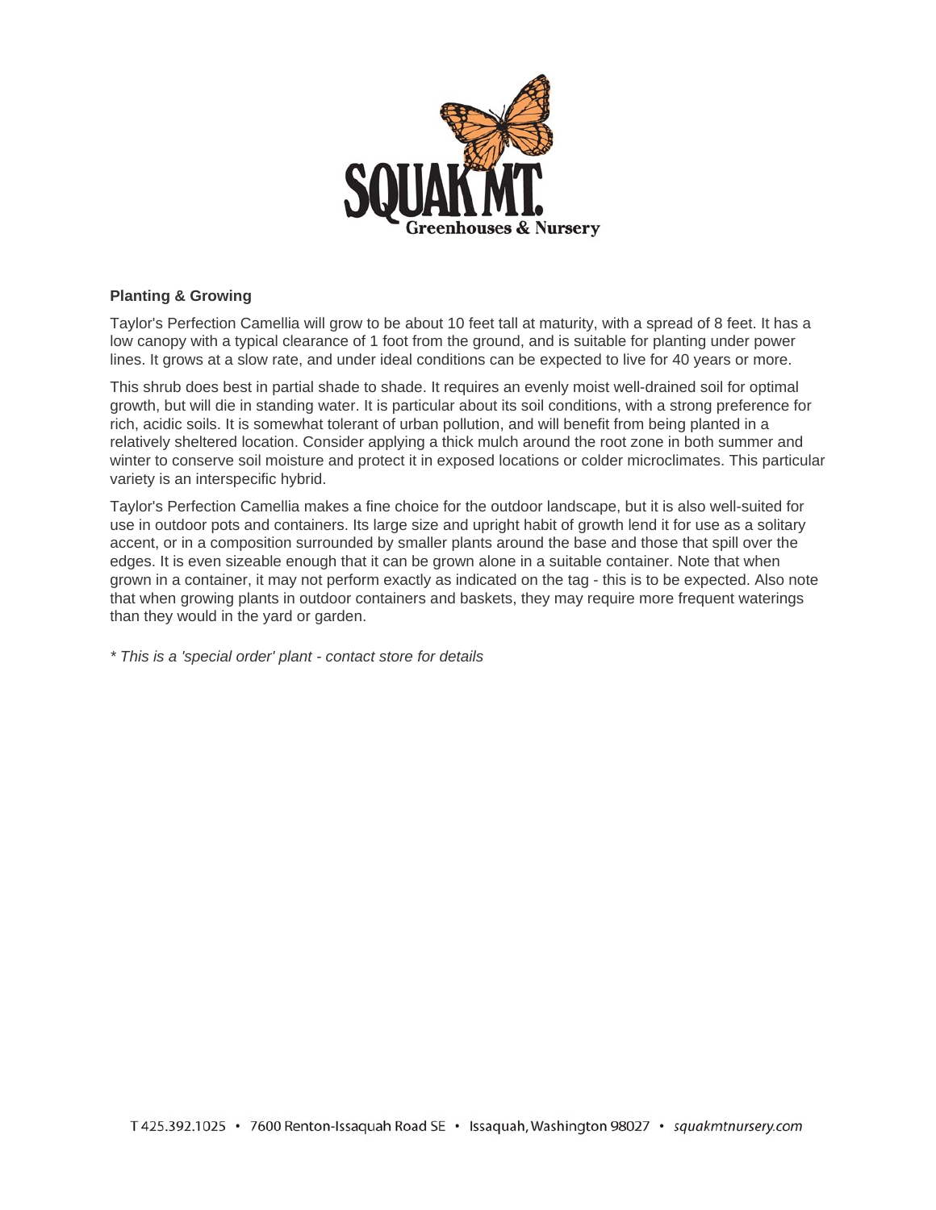**Planting & Growing**

Taylor's Perfection Camellia will grow to be about 10 feet tall at maturity, with a spread of 8 feet. It has a low canopy with a typical clearance of 1 foot from the ground, and is suitable for planting under power lines. It grows at a slow rate, and under ideal conditions can be expected to live for 40 years or more.

This shrub does best in partial shade to shade. It requires an evenly moist well-drained soil for optimal growth, but will die in standing water. It is particular about its soil conditions, with a strong preference for rich, acidic soils. It is somewhat tolerant of urban pollution, and will benefit from being planted in a relatively sheltered location. Consider applying a thick mulch around the root zone in both summer and winter to conserve soil moisture and protect it in exposed locations or colder microclimates. This particular variety is an interspecific hybrid.

Taylor's Perfection Camellia makes a fine choice for the outdoor landscape, but it is also well-suited for use in outdoor pots and containers. Its large size and upright habit of growth lend it for use as a solitary accent, or in a composition surrounded by smaller plants around the base and those that spill over the edges. It is even sizeable enough that it can be grown alone in a suitable container. Note that when grown in a container, it may not perform exactly as indicated on the tag - this is to be expected. Also note that when growing plants in outdoor containers and baskets, they may require more frequent waterings than they would in the yard or garden.

*\* This is a 'special order' plant - contact store for details*